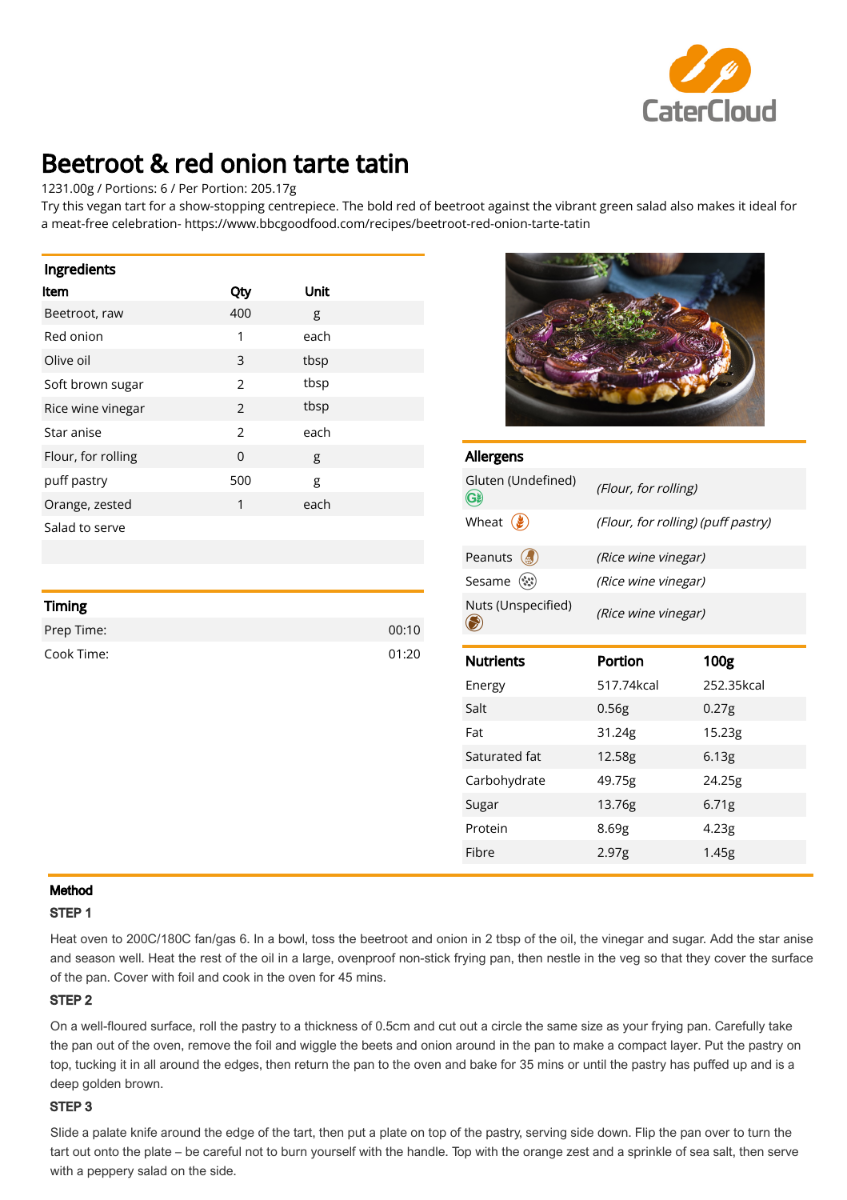# Beetroot & red onion tarte tatin

1231.00g / Portions: 6 / Per Portion: 205.17g

Try this vegan tart for a show-stopping centrepiece. The bold red of beetroot against the vibrant green salad also makes it ideal for a meat-free celebration- https://www.bbcgoodfood.com/recipes/beetroot-red-onion-tarte-tatin

## Ingredients

| Item | Qty | Unit |
|---|---|---|
| Beetroot, raw | 400 | g |
| Red onion | 1 | each |
| Olive oil | 3 | tbsp |
| Soft brown sugar | 2 | tbsp |
| Rice wine vinegar | 2 | tbsp |
| Star anise | 2 | each |
| Flour, for rolling | 0 | g |
| puff pastry | 500 | g |
| Orange, zested | 1 | each |
| Salad to serve | | |

## Timing

| | |
|---|---|
| Prep Time: | 00:10 |
| Cook Time: | 01:20 |

## Allergens

| | |
|---|---|
| Gluten (Undefined) | *(Flour, for rolling)* |
| Wheat | *(Flour, for rolling) (puff pastry)* |
| Peanuts | *(Rice wine vinegar)* |
| Sesame | *(Rice wine vinegar)* |
| Nuts (Unspecified) | *(Rice wine vinegar)* |

## Nutrients

| Nutrients | Portion | 100g |
|---|---|---|
| Energy | 517.74kcal | 252.35kcal |
| Salt | 0.56g | 0.27g |
| Fat | 31.24g | 15.23g |
| Saturated fat | 12.58g | 6.13g |
| Carbohydrate | 49.75g | 24.25g |
| Sugar | 13.76g | 6.71g |
| Protein | 8.69g | 4.23g |
| Fibre | 2.97g | 1.45g |

## Method

### STEP 1

Heat oven to 200C/180C fan/gas 6. In a bowl, toss the beetroot and onion in 2 tbsp of the oil, the vinegar and sugar. Add the star anise and season well. Heat the rest of the oil in a large, ovenproof non-stick frying pan, then nestle in the veg so that they cover the surface of the pan. Cover with foil and cook in the oven for 45 mins.

### STEP 2

On a well-floured surface, roll the pastry to a thickness of 0.5cm and cut out a circle the same size as your frying pan. Carefully take the pan out of the oven, remove the foil and wiggle the beets and onion around in the pan to make a compact layer. Put the pastry on top, tucking it in all around the edges, then return the pan to the oven and bake for 35 mins or until the pastry has puffed up and is a deep golden brown.

### STEP 3

Slide a palate knife around the edge of the tart, then put a plate on top of the pastry, serving side down. Flip the pan over to turn the tart out onto the plate – be careful not to burn yourself with the handle. Top with the orange zest and a sprinkle of sea salt, then serve with a peppery salad on the side.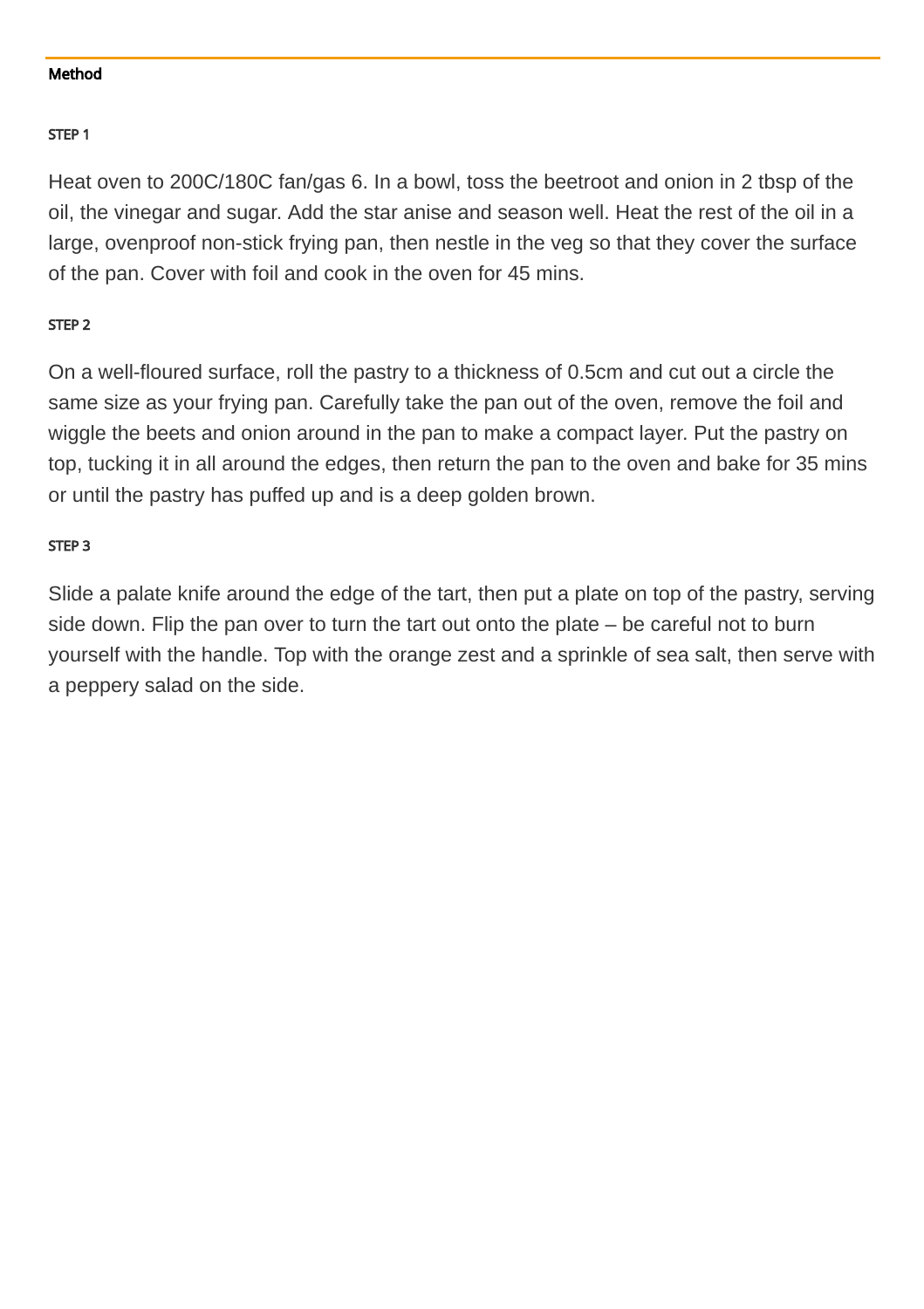## Method

### STEP 1

Heat oven to 200C/180C fan/gas 6. In a bowl, toss the beetroot and onion in 2 tbsp of the oil, the vinegar and sugar. Add the star anise and season well. Heat the rest of the oil in a large, ovenproof non-stick frying pan, then nestle in the veg so that they cover the surface of the pan. Cover with foil and cook in the oven for 45 mins.

### STEP 2

On a well-floured surface, roll the pastry to a thickness of 0.5cm and cut out a circle the same size as your frying pan. Carefully take the pan out of the oven, remove the foil and wiggle the beets and onion around in the pan to make a compact layer. Put the pastry on top, tucking it in all around the edges, then return the pan to the oven and bake for 35 mins or until the pastry has puffed up and is a deep golden brown.

### STEP 3

Slide a palate knife around the edge of the tart, then put a plate on top of the pastry, serving side down. Flip the pan over to turn the tart out onto the plate – be careful not to burn yourself with the handle. Top with the orange zest and a sprinkle of sea salt, then serve with a peppery salad on the side.